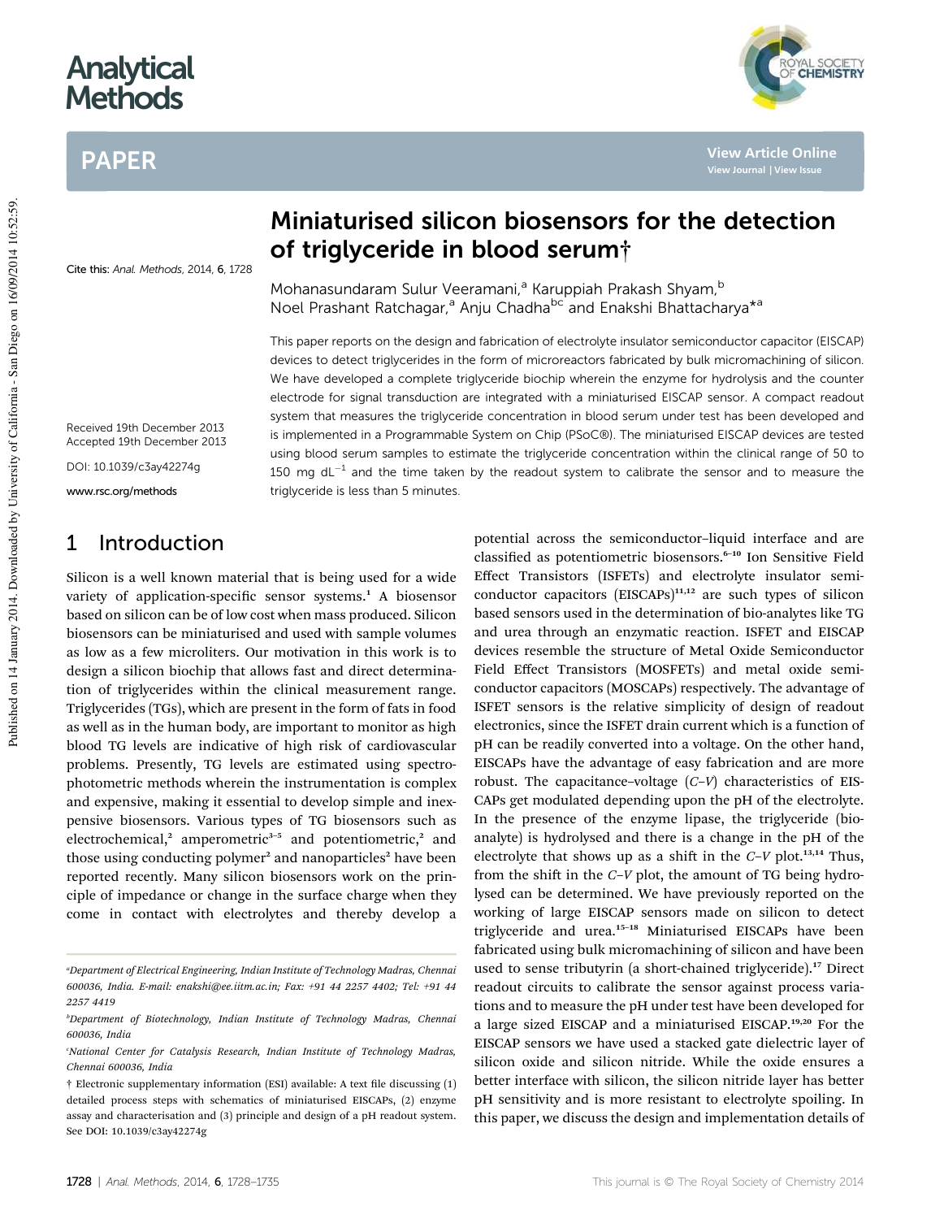# Miniaturised silicon biosensors for the detection of triglyceride in blood serum†

Cite this: *Anal. Methods*, 2014, **6**, 1728

Mohanasundaram Sulur Veeramani,[a] Karuppiah Prakash Shyam,[b] Noel Prashant Ratchagar,[a] Anju Chadha[bc] and Enakshi Bhattacharya*[a]

Received 19th December 2013
Accepted 19th December 2013

DOI: 10.1039/c3ay42274g

www.rsc.org/methods

This paper reports on the design and fabrication of electrolyte insulator semiconductor capacitor (EISCAP) devices to detect triglycerides in the form of microreactors fabricated by bulk micromachining of silicon. We have developed a complete triglyceride biochip wherein the enzyme for hydrolysis and the counter electrode for signal transduction are integrated with a miniaturised EISCAP sensor. A compact readout system that measures the triglyceride concentration in blood serum under test has been developed and is implemented in a Programmable System on Chip (PSoC®). The miniaturised EISCAP devices are tested using blood serum samples to estimate the triglyceride concentration within the clinical range of 50 to 150 mg dL$^{-1}$ and the time taken by the readout system to calibrate the sensor and to measure the triglyceride is less than 5 minutes.

## 1 Introduction

Silicon is a well known material that is being used for a wide variety of application-specific sensor systems.[1] A biosensor based on silicon can be of low cost when mass produced. Silicon biosensors can be miniaturised and used with sample volumes as low as a few microliters. Our motivation in this work is to design a silicon biochip that allows fast and direct determination of triglycerides within the clinical measurement range. Triglycerides (TGs), which are present in the form of fats in food as well as in the human body, are important to monitor as high blood TG levels are indicative of high risk of cardiovascular problems. Presently, TG levels are estimated using spectrophotometric methods wherein the instrumentation is complex and expensive, making it essential to develop simple and inexpensive biosensors. Various types of TG biosensors such as electrochemical,[2] amperometric[3–5] and potentiometric,[2] and those using conducting polymer[2] and nanoparticles[2] have been reported recently. Many silicon biosensors work on the principle of impedance or change in the surface charge when they come in contact with electrolytes and thereby develop a potential across the semiconductor–liquid interface and are classified as potentiometric biosensors.[6–10] Ion Sensitive Field Effect Transistors (ISFETs) and electrolyte insulator semiconductor capacitors (EISCAPs)[11,12] are such types of silicon based sensors used in the determination of bio-analytes like TG and urea through an enzymatic reaction. ISFET and EISCAP devices resemble the structure of Metal Oxide Semiconductor Field Effect Transistors (MOSFETs) and metal oxide semiconductor capacitors (MOSCAPs) respectively. The advantage of ISFET sensors is the relative simplicity of design of readout electronics, since the ISFET drain current which is a function of pH can be readily converted into a voltage. On the other hand, EISCAPs have the advantage of easy fabrication and are more robust. The capacitance–voltage (*C*–*V*) characteristics of EISCAPs get modulated depending upon the pH of the electrolyte. In the presence of the enzyme lipase, the triglyceride (bioanalyte) is hydrolysed and there is a change in the pH of the electrolyte that shows up as a shift in the *C*–*V* plot.[13,14] Thus, from the shift in the *C*–*V* plot, the amount of TG being hydrolysed can be determined. We have previously reported on the working of large EISCAP sensors made on silicon to detect triglyceride and urea.[15–18] Miniaturised EISCAPs have been fabricated using bulk micromachining of silicon and have been used to sense tributyrin (a short-chained triglyceride).[17] Direct readout circuits to calibrate the sensor against process variations and to measure the pH under test have been developed for a large sized EISCAP and a miniaturised EISCAP.[19,20] For the EISCAP sensors we have used a stacked gate dielectric layer of silicon oxide and silicon nitride. While the oxide ensures a better interface with silicon, the silicon nitride layer has better pH sensitivity and is more resistant to electrolyte spoiling. In this paper, we discuss the design and implementation details of

[a]Department of Electrical Engineering, Indian Institute of Technology Madras, Chennai 600036, India. E-mail: enakshi@ee.iitm.ac.in; Fax: +91 44 2257 4402; Tel: +91 44 2257 4419

[b]Department of Biotechnology, Indian Institute of Technology Madras, Chennai 600036, India

[c]National Center for Catalysis Research, Indian Institute of Technology Madras, Chennai 600036, India

† Electronic supplementary information (ESI) available: A text file discussing (1) detailed process steps with schematics of miniaturised EISCAPs, (2) enzyme assay and characterisation and (3) principle and design of a pH readout system. See DOI: 10.1039/c3ay42274g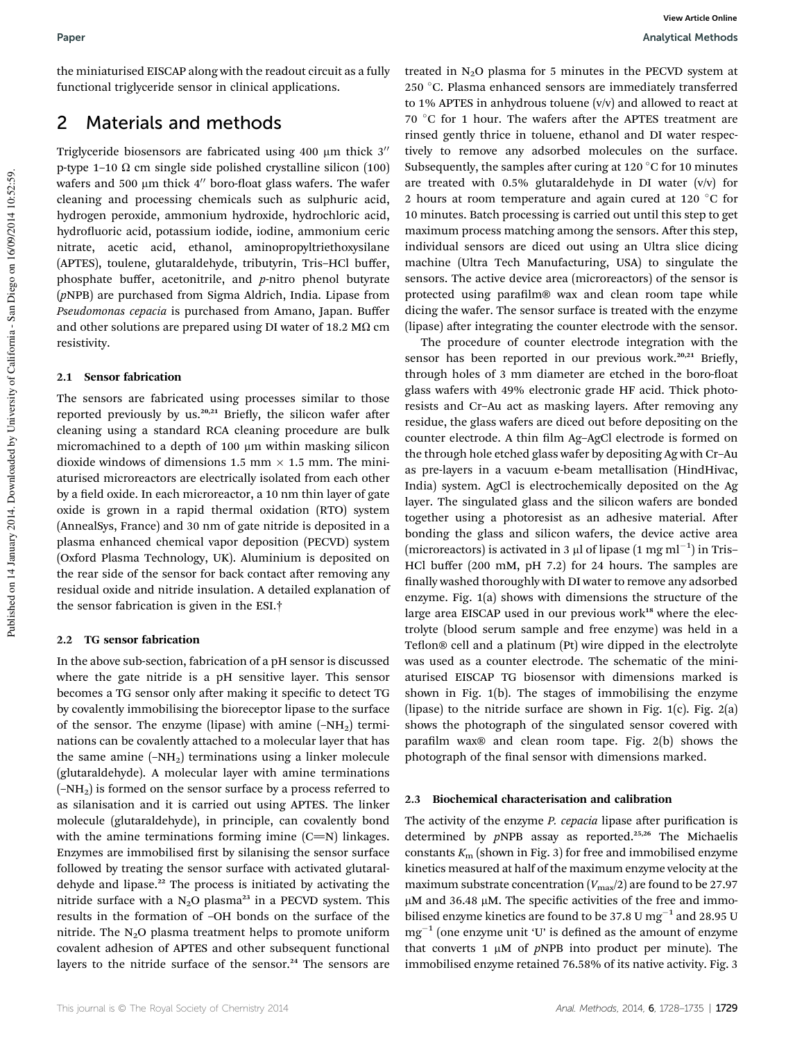the miniaturised EISCAP along with the readout circuit as a fully functional triglyceride sensor in clinical applications.

## 2 Materials and methods

Triglyceride biosensors are fabricated using 400 μm thick 3″ p-type 1–10 Ω cm single side polished crystalline silicon (100) wafers and 500 μm thick 4″ boro-float glass wafers. The wafer cleaning and processing chemicals such as sulphuric acid, hydrogen peroxide, ammonium hydroxide, hydrochloric acid, hydrofluoric acid, potassium iodide, iodine, ammonium ceric nitrate, acetic acid, ethanol, aminopropyltriethoxysilane (APTES), toulene, glutaraldehyde, tributyrin, Tris–HCl buffer, phosphate buffer, acetonitrile, and *p*-nitro phenol butyrate (*p*NPB) are purchased from Sigma Aldrich, India. Lipase from *Pseudomonas cepacia* is purchased from Amano, Japan. Buffer and other solutions are prepared using DI water of 18.2 MΩ cm resistivity.

### 2.1 Sensor fabrication

The sensors are fabricated using processes similar to those reported previously by us.[20,21] Briefly, the silicon wafer after cleaning using a standard RCA cleaning procedure are bulk micromachined to a depth of 100 μm within masking silicon dioxide windows of dimensions 1.5 mm × 1.5 mm. The miniaturised microreactors are electrically isolated from each other by a field oxide. In each microreactor, a 10 nm thin layer of gate oxide is grown in a rapid thermal oxidation (RTO) system (AnnealSys, France) and 30 nm of gate nitride is deposited in a plasma enhanced chemical vapor deposition (PECVD) system (Oxford Plasma Technology, UK). Aluminium is deposited on the rear side of the sensor for back contact after removing any residual oxide and nitride insulation. A detailed explanation of the sensor fabrication is given in the ESI.†

### 2.2 TG sensor fabrication

In the above sub-section, fabrication of a pH sensor is discussed where the gate nitride is a pH sensitive layer. This sensor becomes a TG sensor only after making it specific to detect TG by covalently immobilising the bioreceptor lipase to the surface of the sensor. The enzyme (lipase) with amine ($-NH_2$) terminations can be covalently attached to a molecular layer that has the same amine ($-NH_2$) terminations using a linker molecule (glutaraldehyde). A molecular layer with amine terminations ($-NH_2$) is formed on the sensor surface by a process referred to as silanisation and it is carried out using APTES. The linker molecule (glutaraldehyde), in principle, can covalently bond with the amine terminations forming imine (C=N) linkages. Enzymes are immobilised first by silanising the sensor surface followed by treating the sensor surface with activated glutaraldehyde and lipase.[22] The process is initiated by activating the nitride surface with a $N_2O$ plasma[23] in a PECVD system. This results in the formation of –OH bonds on the surface of the nitride. The $N_2O$ plasma treatment helps to promote uniform covalent adhesion of APTES and other subsequent functional layers to the nitride surface of the sensor.[24] The sensors are treated in $N_2O$ plasma for 5 minutes in the PECVD system at 250 °C. Plasma enhanced sensors are immediately transferred to 1% APTES in anhydrous toluene (v/v) and allowed to react at 70 °C for 1 hour. The wafers after the APTES treatment are rinsed gently thrice in toluene, ethanol and DI water respectively to remove any adsorbed molecules on the surface. Subsequently, the samples after curing at 120 °C for 10 minutes are treated with 0.5% glutaraldehyde in DI water (v/v) for 2 hours at room temperature and again cured at 120 °C for 10 minutes. Batch processing is carried out until this step to get maximum process matching among the sensors. After this step, individual sensors are diced out using an Ultra slice dicing machine (Ultra Tech Manufacturing, USA) to singulate the sensors. The active device area (microreactors) of the sensor is protected using parafilm® wax and clean room tape while dicing the wafer. The sensor surface is treated with the enzyme (lipase) after integrating the counter electrode with the sensor.

The procedure of counter electrode integration with the sensor has been reported in our previous work.[20,21] Briefly, through holes of 3 mm diameter are etched in the boro-float glass wafers with 49% electronic grade HF acid. Thick photoresists and Cr–Au act as masking layers. After removing any residue, the glass wafers are diced out before depositing on the counter electrode. A thin film Ag–AgCl electrode is formed on the through hole etched glass wafer by depositing Ag with Cr–Au as pre-layers in a vacuum e-beam metallisation (HindHivac, India) system. AgCl is electrochemically deposited on the Ag layer. The singulated glass and the silicon wafers are bonded together using a photoresist as an adhesive material. After bonding the glass and silicon wafers, the device active area (microreactors) is activated in 3 μl of lipase (1 mg ml$^{-1}$) in Tris–HCl buffer (200 mM, pH 7.2) for 24 hours. The samples are finally washed thoroughly with DI water to remove any adsorbed enzyme. Fig. 1(a) shows with dimensions the structure of the large area EISCAP used in our previous work[18] where the electrolyte (blood serum sample and free enzyme) was held in a Teflon® cell and a platinum (Pt) wire dipped in the electrolyte was used as a counter electrode. The schematic of the miniaturised EISCAP TG biosensor with dimensions marked is shown in Fig. 1(b). The stages of immobilising the enzyme (lipase) to the nitride surface are shown in Fig. 1(c). Fig. 2(a) shows the photograph of the singulated sensor covered with parafilm wax® and clean room tape. Fig. 2(b) shows the photograph of the final sensor with dimensions marked.

### 2.3 Biochemical characterisation and calibration

The activity of the enzyme *P. cepacia* lipase after purification is determined by *p*NPB assay as reported.[25,26] The Michaelis constants $K_m$ (shown in Fig. 3) for free and immobilised enzyme kinetics measured at half of the maximum enzyme velocity at the maximum substrate concentration ($V_{max}/2$) are found to be 27.97 μM and 36.48 μM. The specific activities of the free and immobilised enzyme kinetics are found to be 37.8 U mg$^{-1}$ and 28.95 U mg$^{-1}$ (one enzyme unit 'U' is defined as the amount of enzyme that converts 1 μM of *p*NPB into product per minute). The immobilised enzyme retained 76.58% of its native activity. Fig. 3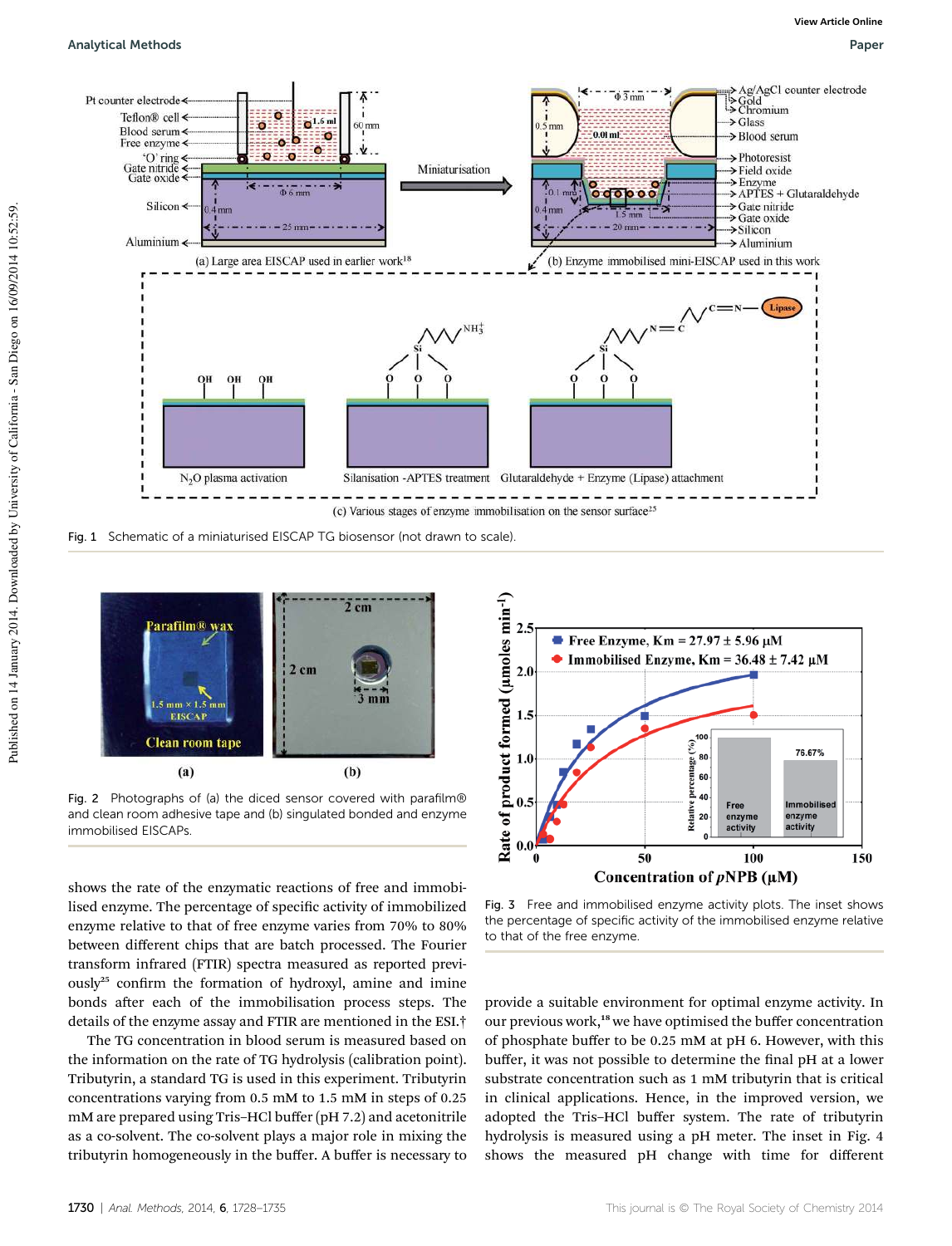Fig. 1 Schematic of a miniaturised EISCAP TG biosensor (not drawn to scale).

Fig. 2 Photographs of (a) the diced sensor covered with parafilm® and clean room adhesive tape and (b) singulated bonded and enzyme immobilised EISCAPs.

Fig. 3 Free and immobilised enzyme activity plots. The inset shows the percentage of specific activity of the immobilised enzyme relative to that of the free enzyme.

shows the rate of the enzymatic reactions of free and immobilised enzyme. The percentage of specific activity of immobilized enzyme relative to that of free enzyme varies from 70% to 80% between different chips that are batch processed. The Fourier transform infrared (FTIR) spectra measured as reported previously[25] confirm the formation of hydroxyl, amine and imine bonds after each of the immobilisation process steps. The details of the enzyme assay and FTIR are mentioned in the ESI.†

The TG concentration in blood serum is measured based on the information on the rate of TG hydrolysis (calibration point). Tributyrin, a standard TG is used in this experiment. Tributyrin concentrations varying from 0.5 mM to 1.5 mM in steps of 0.25 mM are prepared using Tris–HCl buffer (pH 7.2) and acetonitrile as a co-solvent. The co-solvent plays a major role in mixing the tributyrin homogeneously in the buffer. A buffer is necessary to provide a suitable environment for optimal enzyme activity. In our previous work,[18] we have optimised the buffer concentration of phosphate buffer to be 0.25 mM at pH 6. However, with this buffer, it was not possible to determine the final pH at a lower substrate concentration such as 1 mM tributyrin that is critical in clinical applications. Hence, in the improved version, we adopted the Tris–HCl buffer system. The rate of tributyrin hydrolysis is measured using a pH meter. The inset in Fig. 4 shows the measured pH change with time for different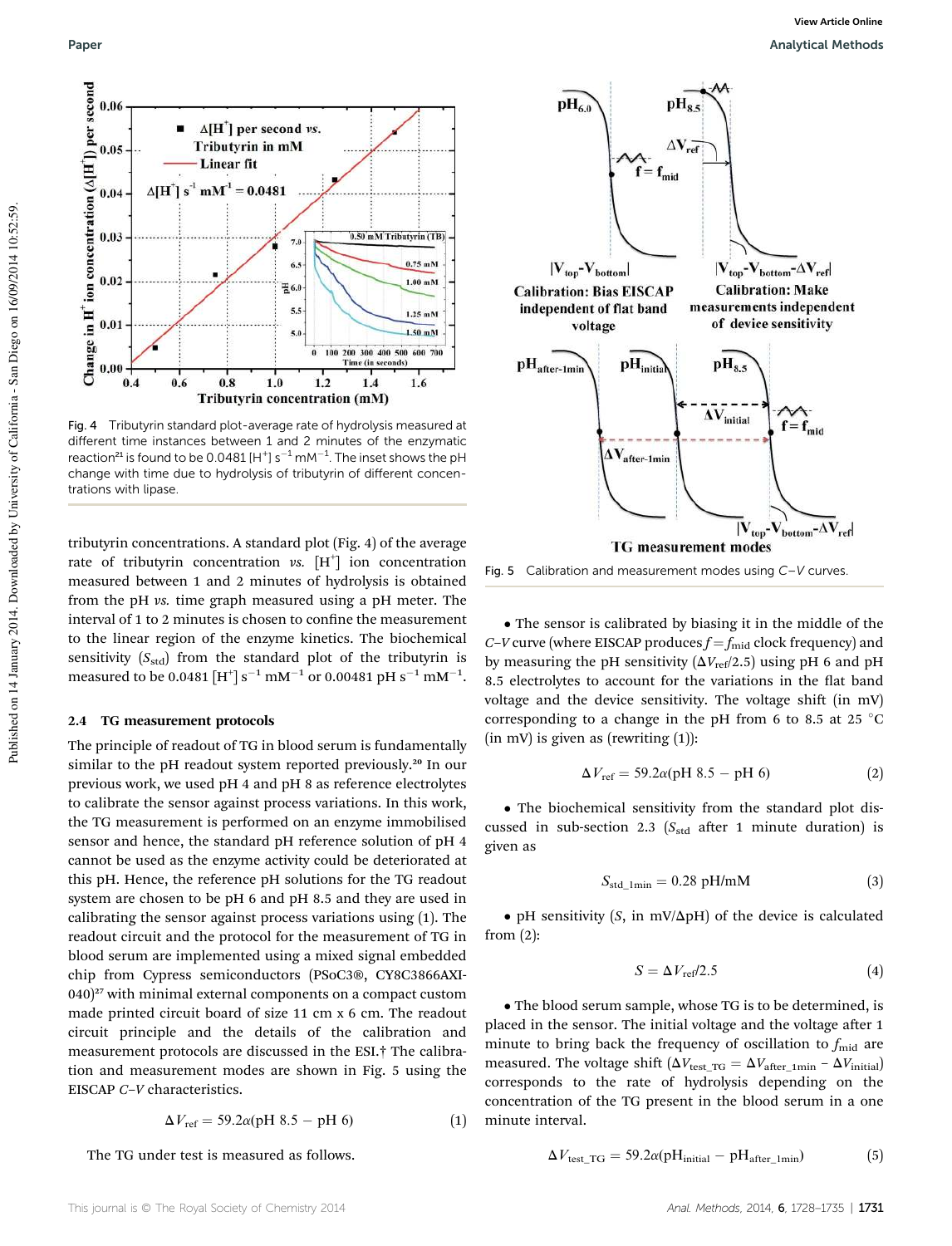Fig. 4 Tributyrin standard plot-average rate of hydrolysis measured at different time instances between 1 and 2 minutes of the enzymatic reaction[21] is found to be 0.0481 $[H^+]$ $s^{-1}$ $mM^{-1}$. The inset shows the pH change with time due to hydrolysis of tributyrin of different concentrations with lipase.

tributyrin concentrations. A standard plot (Fig. 4) of the average rate of tributyrin concentration *vs.* $[H^+]$ ion concentration measured between 1 and 2 minutes of hydrolysis is obtained from the pH *vs.* time graph measured using a pH meter. The interval of 1 to 2 minutes is chosen to confine the measurement to the linear region of the enzyme kinetics. The biochemical sensitivity ($S_{std}$) from the standard plot of the tributyrin is measured to be 0.0481 $[H^+]$ $s^{-1}$ $mM^{-1}$ or 0.00481 pH $s^{-1}$ $mM^{-1}$.

### 2.4 TG measurement protocols

The principle of readout of TG in blood serum is fundamentally similar to the pH readout system reported previously.[20] In our previous work, we used pH 4 and pH 8 as reference electrolytes to calibrate the sensor against process variations. In this work, the TG measurement is performed on an enzyme immobilised sensor and hence, the standard pH reference solution of pH 4 cannot be used as the enzyme activity could be deteriorated at this pH. Hence, the reference pH solutions for the TG readout system are chosen to be pH 6 and pH 8.5 and they are used in calibrating the sensor against process variations using (1). The readout circuit and the protocol for the measurement of TG in blood serum are implemented using a mixed signal embedded chip from Cypress semiconductors (PSoC3®, CY8C3866AXI-040)[27] with minimal external components on a compact custom made printed circuit board of size 11 cm x 6 cm. The readout circuit principle and the details of the calibration and measurement protocols are discussed in the ESI.† The calibration and measurement modes are shown in Fig. 5 using the EISCAP *C–V* characteristics.

$$\Delta V_{ref} = 59.2\alpha(\text{pH } 8.5 - \text{pH } 6) \quad (1)$$

The TG under test is measured as follows.

Fig. 5 Calibration and measurement modes using *C–V* curves.

• The sensor is calibrated by biasing it in the middle of the *C–V* curve (where EISCAP produces $f = f_{mid}$ clock frequency) and by measuring the pH sensitivity ($\Delta V_{ref}/2.5$) using pH 6 and pH 8.5 electrolytes to account for the variations in the flat band voltage and the device sensitivity. The voltage shift (in mV) corresponding to a change in the pH from 6 to 8.5 at 25 °C (in mV) is given as (rewriting (1)):

$$\Delta V_{ref} = 59.2\alpha(\text{pH } 8.5 - \text{pH } 6) \quad (2)$$

• The biochemical sensitivity from the standard plot discussed in sub-section 2.3 ($S_{std}$ after 1 minute duration) is given as

$$S_{std\_1min} = 0.28 \text{ pH/mM} \quad (3)$$

• pH sensitivity ($S$, in mV/ΔpH) of the device is calculated from (2):

$$S = \Delta V_{ref}/2.5 \quad (4)$$

• The blood serum sample, whose TG is to be determined, is placed in the sensor. The initial voltage and the voltage after 1 minute to bring back the frequency of oscillation to $f_{mid}$ are measured. The voltage shift ($\Delta V_{test\_TG} = \Delta V_{after\_1min} - \Delta V_{initial}$) corresponds to the rate of hydrolysis depending on the concentration of the TG present in the blood serum in a one minute interval.

$$\Delta V_{test\_TG} = 59.2\alpha(\text{pH}_{initial} - \text{pH}_{after\_1min}) \quad (5)$$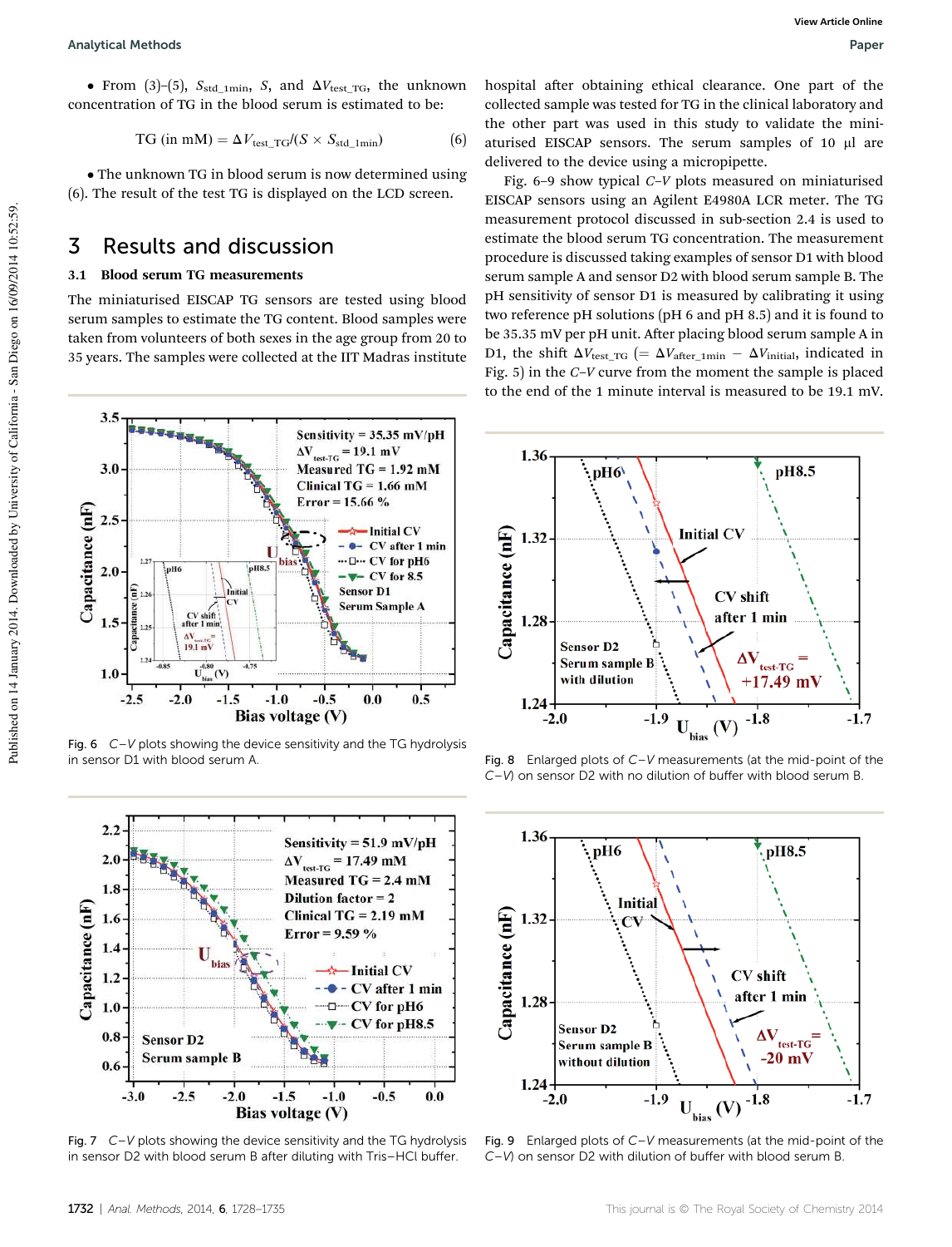• From (3)–(5), $S_{std\_1min}$, $S$, and $\Delta V_{test\_TG}$, the unknown concentration of TG in the blood serum is estimated to be:

$$\text{TG (in mM)} = \Delta V_{test\_TG}/(S \times S_{std\_1min}) \tag{6}$$

• The unknown TG in blood serum is now determined using (6). The result of the test TG is displayed on the LCD screen.

# 3 Results and discussion

## 3.1 Blood serum TG measurements

The miniaturised EISCAP TG sensors are tested using blood serum samples to estimate the TG content. Blood samples were taken from volunteers of both sexes in the age group from 20 to 35 years. The samples were collected at the IIT Madras institute hospital after obtaining ethical clearance. One part of the collected sample was tested for TG in the clinical laboratory and the other part was used in this study to validate the miniaturised EISCAP sensors. The serum samples of 10 µl are delivered to the device using a micropipette.

Fig. 6–9 show typical $C$–$V$ plots measured on miniaturised EISCAP sensors using an Agilent E4980A LCR meter. The TG measurement protocol discussed in sub-section 2.4 is used to estimate the blood serum TG concentration. The measurement procedure is discussed taking examples of sensor D1 with blood serum sample A and sensor D2 with blood serum sample B. The pH sensitivity of sensor D1 is measured by calibrating it using two reference pH solutions (pH 6 and pH 8.5) and it is found to be 35.35 mV per pH unit. After placing blood serum sample A in D1, the shift $\Delta V_{test\_TG}$ (= $\Delta V_{after\_1min} - \Delta V_{initial}$, indicated in Fig. 5) in the $C$–$V$ curve from the moment the sample is placed to the end of the 1 minute interval is measured to be 19.1 mV.

Fig. 6 $C$–$V$ plots showing the device sensitivity and the TG hydrolysis in sensor D1 with blood serum A.

Fig. 7 $C$–$V$ plots showing the device sensitivity and the TG hydrolysis in sensor D2 with blood serum B after diluting with Tris–HCl buffer.

Fig. 8 Enlarged plots of $C$–$V$ measurements (at the mid-point of the $C$–$V$) on sensor D2 with no dilution of buffer with blood serum B.

Fig. 9 Enlarged plots of $C$–$V$ measurements (at the mid-point of the $C$–$V$) on sensor D2 with dilution of buffer with blood serum B.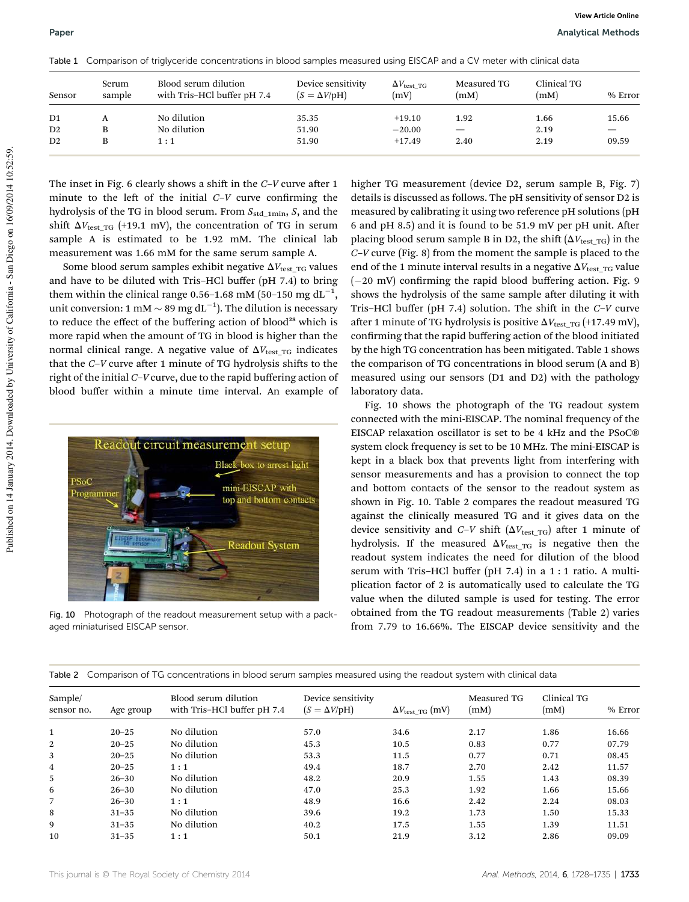Table 1 Comparison of triglyceride concentrations in blood samples measured using EISCAP and a CV meter with clinical data

| Sensor | Serum sample | Blood serum dilution with Tris–HCl buffer pH 7.4 | Device sensitivity ($S = \Delta V$/pH) | $\Delta V_{test\_TG}$ (mV) | Measured TG (mM) | Clinical TG (mM) | % Error |
|---|---|---|---|---|---|---|---|
| D1 | A | No dilution | 35.35 | +19.10 | 1.92 | 1.66 | 15.66 |
| D2 | B | No dilution | 51.90 | −20.00 | — | 2.19 | — |
| D2 | B | 1 : 1 | 51.90 | +17.49 | 2.40 | 2.19 | 09.59 |

The inset in Fig. 6 clearly shows a shift in the *C*–*V* curve after 1 minute to the left of the initial *C*–*V* curve confirming the hydrolysis of the TG in blood serum. From $S_{std\_1min}$, $S$, and the shift $\Delta V_{test\_TG}$ (+19.1 mV), the concentration of TG in serum sample A is estimated to be 1.92 mM. The clinical lab measurement was 1.66 mM for the same serum sample A.

Some blood serum samples exhibit negative $\Delta V_{test\_TG}$ values and have to be diluted with Tris–HCl buffer (pH 7.4) to bring them within the clinical range 0.56–1.68 mM (50–150 mg $dL^{-1}$, unit conversion: 1 mM ∼ 89 mg $dL^{-1}$). The dilution is necessary to reduce the effect of the buffering action of blood[28] which is more rapid when the amount of TG in blood is higher than the normal clinical range. A negative value of $\Delta V_{test\_TG}$ indicates that the *C*–*V* curve after 1 minute of TG hydrolysis shifts to the right of the initial *C*–*V* curve, due to the rapid buffering action of blood buffer within a minute time interval. An example of higher TG measurement (device D2, serum sample B, Fig. 7) details is discussed as follows. The pH sensitivity of sensor D2 is measured by calibrating it using two reference pH solutions (pH 6 and pH 8.5) and it is found to be 51.9 mV per pH unit. After placing blood serum sample B in D2, the shift ($\Delta V_{test\_TG}$) in the *C*–*V* curve (Fig. 8) from the moment the sample is placed to the end of the 1 minute interval results in a negative $\Delta V_{test\_TG}$ value (−20 mV) confirming the rapid blood buffering action. Fig. 9 shows the hydrolysis of the same sample after diluting it with Tris–HCl buffer (pH 7.4) solution. The shift in the *C*–*V* curve after 1 minute of TG hydrolysis is positive $\Delta V_{test\_TG}$ (+17.49 mV), confirming that the rapid buffering action of the blood initiated by the high TG concentration has been mitigated. Table 1 shows the comparison of TG concentrations in blood serum (A and B) measured using our sensors (D1 and D2) with the pathology laboratory data.

Fig. 10 Photograph of the readout measurement setup with a packaged miniaturised EISCAP sensor.

Fig. 10 shows the photograph of the TG readout system connected with the mini-EISCAP. The nominal frequency of the EISCAP relaxation oscillator is set to be 4 kHz and the PSoC® system clock frequency is set to be 10 MHz. The mini-EISCAP is kept in a black box that prevents light from interfering with sensor measurements and has a provision to connect the top and bottom contacts of the sensor to the readout system as shown in Fig. 10. Table 2 compares the readout measured TG against the clinically measured TG and it gives data on the device sensitivity and *C*–*V* shift ($\Delta V_{test\_TG}$) after 1 minute of hydrolysis. If the measured $\Delta V_{test\_TG}$ is negative then the readout system indicates the need for dilution of the blood serum with Tris–HCl buffer (pH 7.4) in a 1 : 1 ratio. A multiplication factor of 2 is automatically used to calculate the TG value when the diluted sample is used for testing. The error obtained from the TG readout measurements (Table 2) varies from 7.79 to 16.66%. The EISCAP device sensitivity and the

Table 2 Comparison of TG concentrations in blood serum samples measured using the readout system with clinical data

| Sample/ sensor no. | Age group | Blood serum dilution with Tris–HCl buffer pH 7.4 | Device sensitivity ($S = \Delta V$/pH) | $\Delta V_{test\_TG}$ (mV) | Measured TG (mM) | Clinical TG (mM) | % Error |
|---|---|---|---|---|---|---|---|
| 1 | 20–25 | No dilution | 57.0 | 34.6 | 2.17 | 1.86 | 16.66 |
| 2 | 20–25 | No dilution | 45.3 | 10.5 | 0.83 | 0.77 | 07.79 |
| 3 | 20–25 | No dilution | 53.3 | 11.5 | 0.77 | 0.71 | 08.45 |
| 4 | 20–25 | 1 : 1 | 49.4 | 18.7 | 2.70 | 2.42 | 11.57 |
| 5 | 26–30 | No dilution | 48.2 | 20.9 | 1.55 | 1.43 | 08.39 |
| 6 | 26–30 | No dilution | 47.0 | 25.3 | 1.92 | 1.66 | 15.66 |
| 7 | 26–30 | 1 : 1 | 48.9 | 16.6 | 2.42 | 2.24 | 08.03 |
| 8 | 31–35 | No dilution | 39.6 | 19.2 | 1.73 | 1.50 | 15.33 |
| 9 | 31–35 | No dilution | 40.2 | 17.5 | 1.55 | 1.39 | 11.51 |
| 10 | 31–35 | 1 : 1 | 50.1 | 21.9 | 3.12 | 2.86 | 09.09 |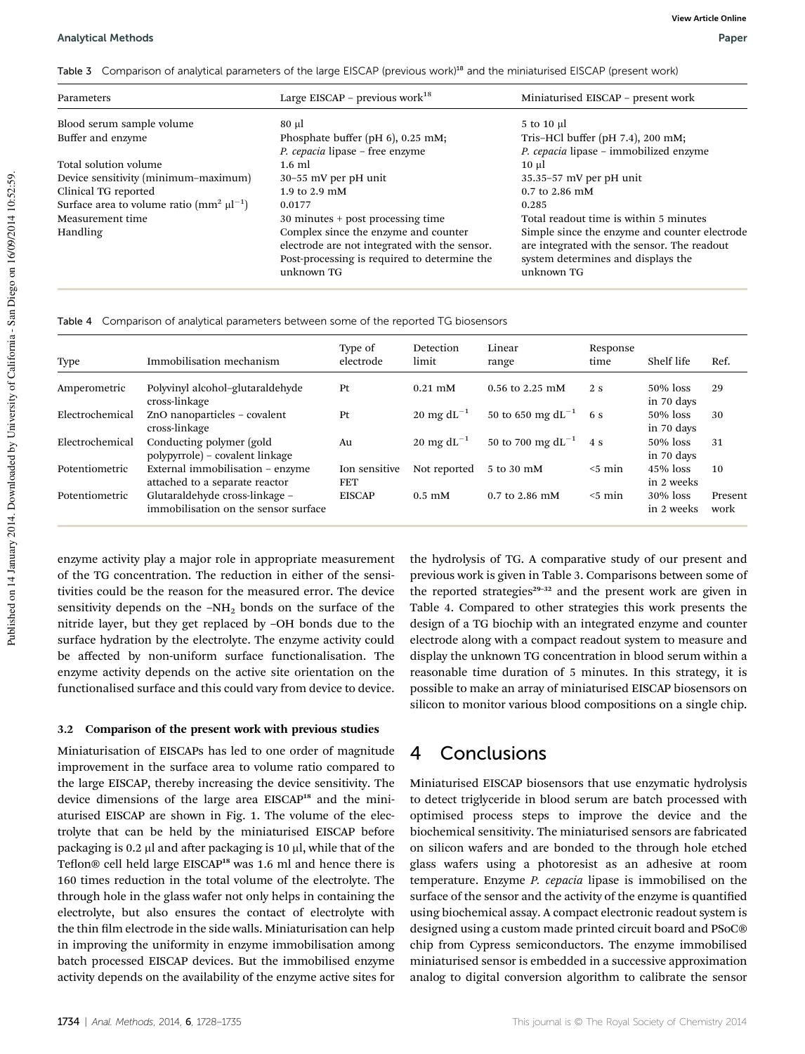Table 3 Comparison of analytical parameters of the large EISCAP (previous work)[18] and the miniaturised EISCAP (present work)

| Parameters | Large EISCAP – previous work[18] | Miniaturised EISCAP – present work |
|---|---|---|
| Blood serum sample volume | 80 μl | 5 to 10 μl |
| Buffer and enzyme | Phosphate buffer (pH 6), 0.25 mM; *P. cepacia* lipase – free enzyme | Tris–HCl buffer (pH 7.4), 200 mM; *P. cepacia* lipase – immobilized enzyme |
| Total solution volume | 1.6 ml | 10 μl |
| Device sensitivity (minimum–maximum) | 30–55 mV per pH unit | 35.35–57 mV per pH unit |
| Clinical TG reported | 1.9 to 2.9 mM | 0.7 to 2.86 mM |
| Surface area to volume ratio ($mm^2$ $\mu l^{-1}$) | 0.0177 | 0.285 |
| Measurement time | 30 minutes + post processing time | Total readout time is within 5 minutes |
| Handling | Complex since the enzyme and counter electrode are not integrated with the sensor. Post-processing is required to determine the unknown TG | Simple since the enzyme and counter electrode are integrated with the sensor. The readout system determines and displays the unknown TG |

Table 4 Comparison of analytical parameters between some of the reported TG biosensors

| Type | Immobilisation mechanism | Type of electrode | Detection limit | Linear range | Response time | Shelf life | Ref. |
|---|---|---|---|---|---|---|---|
| Amperometric | Polyvinyl alcohol–glutaraldehyde cross-linkage | Pt | 0.21 mM | 0.56 to 2.25 mM | 2 s | 50% loss in 70 days | 29 |
| Electrochemical | ZnO nanoparticles – covalent cross-linkage | Pt | 20 mg $dL^{-1}$ | 50 to 650 mg $dL^{-1}$ | 6 s | 50% loss in 70 days | 30 |
| Electrochemical | Conducting polymer (gold polypyrrole) – covalent linkage | Au | 20 mg $dL^{-1}$ | 50 to 700 mg $dL^{-1}$ | 4 s | 50% loss in 70 days | 31 |
| Potentiometric | External immobilisation – enzyme attached to a separate reactor | Ion sensitive FET | Not reported | 5 to 30 mM | <5 min | 45% loss in 2 weeks | 10 |
| Potentiometric | Glutaraldehyde cross-linkage – immobilisation on the sensor surface | EISCAP | 0.5 mM | 0.7 to 2.86 mM | <5 min | 30% loss in 2 weeks | Present work |

enzyme activity play a major role in appropriate measurement of the TG concentration. The reduction in either of the sensitivities could be the reason for the measured error. The device sensitivity depends on the $-NH_2$ bonds on the surface of the nitride layer, but they get replaced by –OH bonds due to the surface hydration by the electrolyte. The enzyme activity could be affected by non-uniform surface functionalisation. The enzyme activity depends on the active site orientation on the functionalised surface and this could vary from device to device.

### 3.2 Comparison of the present work with previous studies

Miniaturisation of EISCAPs has led to one order of magnitude improvement in the surface area to volume ratio compared to the large EISCAP, thereby increasing the device sensitivity. The device dimensions of the large area EISCAP[18] and the miniaturised EISCAP are shown in Fig. 1. The volume of the electrolyte that can be held by the miniaturised EISCAP before packaging is 0.2 μl and after packaging is 10 μl, while that of the Teflon® cell held large EISCAP[18] was 1.6 ml and hence there is 160 times reduction in the total volume of the electrolyte. The through hole in the glass wafer not only helps in containing the electrolyte, but also ensures the contact of electrolyte with the thin film electrode in the side walls. Miniaturisation can help in improving the uniformity in enzyme immobilisation among batch processed EISCAP devices. But the immobilised enzyme activity depends on the availability of the enzyme active sites for the hydrolysis of TG. A comparative study of our present and previous work is given in Table 3. Comparisons between some of the reported strategies[29–32] and the present work are given in Table 4. Compared to other strategies this work presents the design of a TG biochip with an integrated enzyme and counter electrode along with a compact readout system to measure and display the unknown TG concentration in blood serum within a reasonable time duration of 5 minutes. In this strategy, it is possible to make an array of miniaturised EISCAP biosensors on silicon to monitor various blood compositions on a single chip.

# 4 Conclusions

Miniaturised EISCAP biosensors that use enzymatic hydrolysis to detect triglyceride in blood serum are batch processed with optimised process steps to improve the device and the biochemical sensitivity. The miniaturised sensors are fabricated on silicon wafers and are bonded to the through hole etched glass wafers using a photoresist as an adhesive at room temperature. Enzyme *P. cepacia* lipase is immobilised on the surface of the sensor and the activity of the enzyme is quantified using biochemical assay. A compact electronic readout system is designed using a custom made printed circuit board and PSoC® chip from Cypress semiconductors. The enzyme immobilised miniaturised sensor is embedded in a successive approximation analog to digital conversion algorithm to calibrate the sensor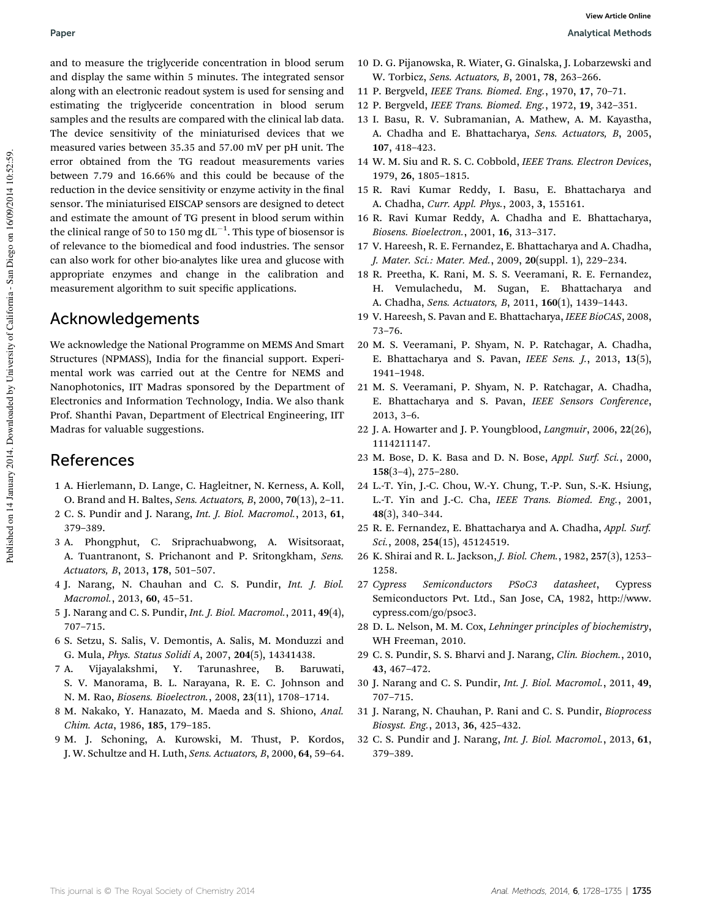and to measure the triglyceride concentration in blood serum and display the same within 5 minutes. The integrated sensor along with an electronic readout system is used for sensing and estimating the triglyceride concentration in blood serum samples and the results are compared with the clinical lab data. The device sensitivity of the miniaturised devices that we measured varies between 35.35 and 57.00 mV per pH unit. The error obtained from the TG readout measurements varies between 7.79 and 16.66% and this could be because of the reduction in the device sensitivity or enzyme activity in the final sensor. The miniaturised EISCAP sensors are designed to detect and estimate the amount of TG present in blood serum within the clinical range of 50 to 150 mg $dL^{-1}$. This type of biosensor is of relevance to the biomedical and food industries. The sensor can also work for other bio-analytes like urea and glucose with appropriate enzymes and change in the calibration and measurement algorithm to suit specific applications.

## Acknowledgements

We acknowledge the National Programme on MEMS And Smart Structures (NPMASS), India for the financial support. Experimental work was carried out at the Centre for NEMS and Nanophotonics, IIT Madras sponsored by the Department of Electronics and Information Technology, India. We also thank Prof. Shanthi Pavan, Department of Electrical Engineering, IIT Madras for valuable suggestions.

## References

1 A. Hierlemann, D. Lange, C. Hagleitner, N. Kerness, A. Koll, O. Brand and H. Baltes, *Sens. Actuators, B*, 2000, **70**(13), 2–11.
2 C. S. Pundir and J. Narang, *Int. J. Biol. Macromol.*, 2013, **61**, 379–389.
3 A. Phongphut, C. Sriprachuabwong, A. Wisitsoraat, A. Tuantranont, S. Prichanont and P. Sritongkham, *Sens. Actuators, B*, 2013, **178**, 501–507.
4 J. Narang, N. Chauhan and C. S. Pundir, *Int. J. Biol. Macromol.*, 2013, **60**, 45–51.
5 J. Narang and C. S. Pundir, *Int. J. Biol. Macromol.*, 2011, **49**(4), 707–715.
6 S. Setzu, S. Salis, V. Demontis, A. Salis, M. Monduzzi and G. Mula, *Phys. Status Solidi A*, 2007, **204**(5), 14341438.
7 A. Vijayalakshmi, Y. Tarunashree, B. Baruwati, S. V. Manorama, B. L. Narayana, R. E. C. Johnson and N. M. Rao, *Biosens. Bioelectron.*, 2008, **23**(11), 1708–1714.
8 M. Nakako, Y. Hanazato, M. Maeda and S. Shiono, *Anal. Chim. Acta*, 1986, **185**, 179–185.
9 M. J. Schoning, A. Kurowski, M. Thust, P. Kordos, J. W. Schultze and H. Luth, *Sens. Actuators, B*, 2000, **64**, 59–64.
10 D. G. Pijanowska, R. Wiater, G. Ginalska, J. Lobarzewski and W. Torbicz, *Sens. Actuators, B*, 2001, **78**, 263–266.
11 P. Bergveld, *IEEE Trans. Biomed. Eng.*, 1970, **17**, 70–71.
12 P. Bergveld, *IEEE Trans. Biomed. Eng.*, 1972, **19**, 342–351.
13 I. Basu, R. V. Subramanian, A. Mathew, A. M. Kayastha, A. Chadha and E. Bhattacharya, *Sens. Actuators, B*, 2005, **107**, 418–423.
14 W. M. Siu and R. S. C. Cobbold, *IEEE Trans. Electron Devices*, 1979, **26**, 1805–1815.
15 R. Ravi Kumar Reddy, I. Basu, E. Bhattacharya and A. Chadha, *Curr. Appl. Phys.*, 2003, **3**, 155161.
16 R. Ravi Kumar Reddy, A. Chadha and E. Bhattacharya, *Biosens. Bioelectron.*, 2001, **16**, 313–317.
17 V. Hareesh, R. E. Fernandez, E. Bhattacharya and A. Chadha, *J. Mater. Sci.: Mater. Med.*, 2009, **20**(suppl. 1), 229–234.
18 R. Preetha, K. Rani, M. S. S. Veeramani, R. E. Fernandez, H. Vemulachedu, M. Sugan, E. Bhattacharya and A. Chadha, *Sens. Actuators, B*, 2011, **160**(1), 1439–1443.
19 V. Hareesh, S. Pavan and E. Bhattacharya, *IEEE BioCAS*, 2008, 73–76.
20 M. S. Veeramani, P. Shyam, N. P. Ratchagar, A. Chadha, E. Bhattacharya and S. Pavan, *IEEE Sens. J.*, 2013, **13**(5), 1941–1948.
21 M. S. Veeramani, P. Shyam, N. P. Ratchagar, A. Chadha, E. Bhattacharya and S. Pavan, *IEEE Sensors Conference*, 2013, 3–6.
22 J. A. Howarter and J. P. Youngblood, *Langmuir*, 2006, **22**(26), 1114211147.
23 M. Bose, D. K. Basa and D. N. Bose, *Appl. Surf. Sci.*, 2000, **158**(3–4), 275–280.
24 L.-T. Yin, J.-C. Chou, W.-Y. Chung, T.-P. Sun, S.-K. Hsiung, L.-T. Yin and J.-C. Cha, *IEEE Trans. Biomed. Eng.*, 2001, **48**(3), 340–344.
25 R. E. Fernandez, E. Bhattacharya and A. Chadha, *Appl. Surf. Sci.*, 2008, **254**(15), 45124519.
26 K. Shirai and R. L. Jackson, *J. Biol. Chem.*, 1982, **257**(3), 1253–1258.
27 *Cypress Semiconductors PSoC3 datasheet*, Cypress Semiconductors Pvt. Ltd., San Jose, CA, 1982, http://www.cypress.com/go/psoc3.
28 D. L. Nelson, M. M. Cox, *Lehninger principles of biochemistry*, WH Freeman, 2010.
29 C. S. Pundir, S. S. Bharvi and J. Narang, *Clin. Biochem.*, 2010, **43**, 467–472.
30 J. Narang and C. S. Pundir, *Int. J. Biol. Macromol.*, 2011, **49**, 707–715.
31 J. Narang, N. Chauhan, P. Rani and C. S. Pundir, *Bioprocess Biosyst. Eng.*, 2013, **36**, 425–432.
32 C. S. Pundir and J. Narang, *Int. J. Biol. Macromol.*, 2013, **61**, 379–389.